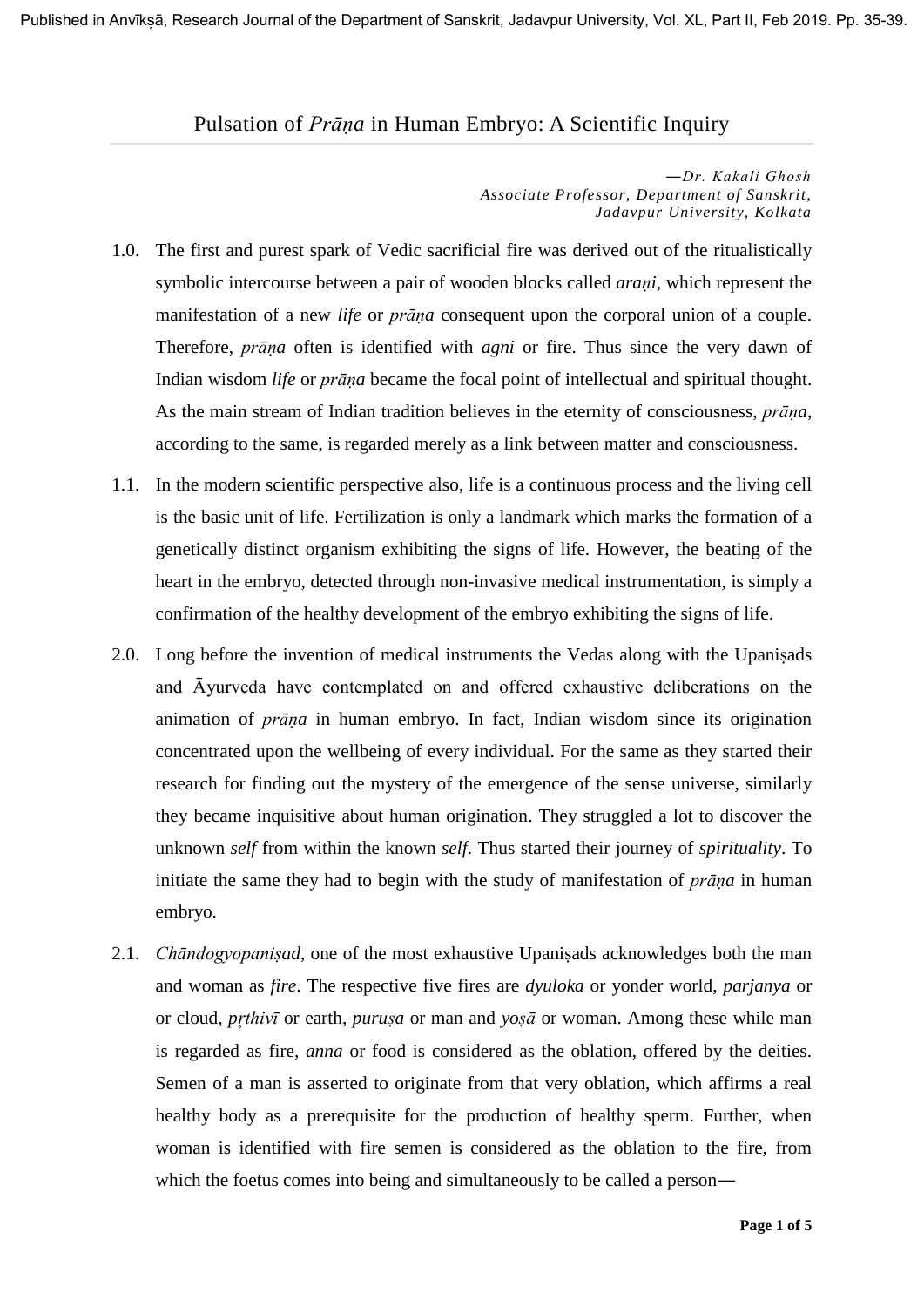# Pulsation of *Prāṇa* in Human Embryo: A Scientific Inquiry

*—Dr. Kakali Ghosh*
*Associate Professor, Department of Sanskrit,*
*Jadavpur University, Kolkata*

1.0. The first and purest spark of Vedic sacrificial fire was derived out of the ritualistically symbolic intercourse between a pair of wooden blocks called *araṇi*, which represent the manifestation of a new *life* or *prāṇa* consequent upon the corporal union of a couple. Therefore, *prāṇa* often is identified with *agni* or fire. Thus since the very dawn of Indian wisdom *life* or *prāṇa* became the focal point of intellectual and spiritual thought. As the main stream of Indian tradition believes in the eternity of consciousness, *prāṇa*, according to the same, is regarded merely as a link between matter and consciousness.

1.1. In the modern scientific perspective also, life is a continuous process and the living cell is the basic unit of life. Fertilization is only a landmark which marks the formation of a genetically distinct organism exhibiting the signs of life. However, the beating of the heart in the embryo, detected through non-invasive medical instrumentation, is simply a confirmation of the healthy development of the embryo exhibiting the signs of life.

2.0. Long before the invention of medical instruments the Vedas along with the Upaniṣads and Āyurveda have contemplated on and offered exhaustive deliberations on the animation of *prāṇa* in human embryo. In fact, Indian wisdom since its origination concentrated upon the wellbeing of every individual. For the same as they started their research for finding out the mystery of the emergence of the sense universe, similarly they became inquisitive about human origination. They struggled a lot to discover the unknown *self* from within the known *self*. Thus started their journey of *spirituality*. To initiate the same they had to begin with the study of manifestation of *prāṇa* in human embryo.

2.1. *Chāndogyopaniṣad*, one of the most exhaustive Upaniṣads acknowledges both the man and woman as *fire*. The respective five fires are *dyuloka* or yonder world, *parjanya* or or cloud, *pṛthivī* or earth, *puruṣa* or man and *yoṣā* or woman. Among these while man is regarded as fire, *anna* or food is considered as the oblation, offered by the deities. Semen of a man is asserted to originate from that very oblation, which affirms a real healthy body as a prerequisite for the production of healthy sperm. Further, when woman is identified with fire semen is considered as the oblation to the fire, from which the foetus comes into being and simultaneously to be called a person—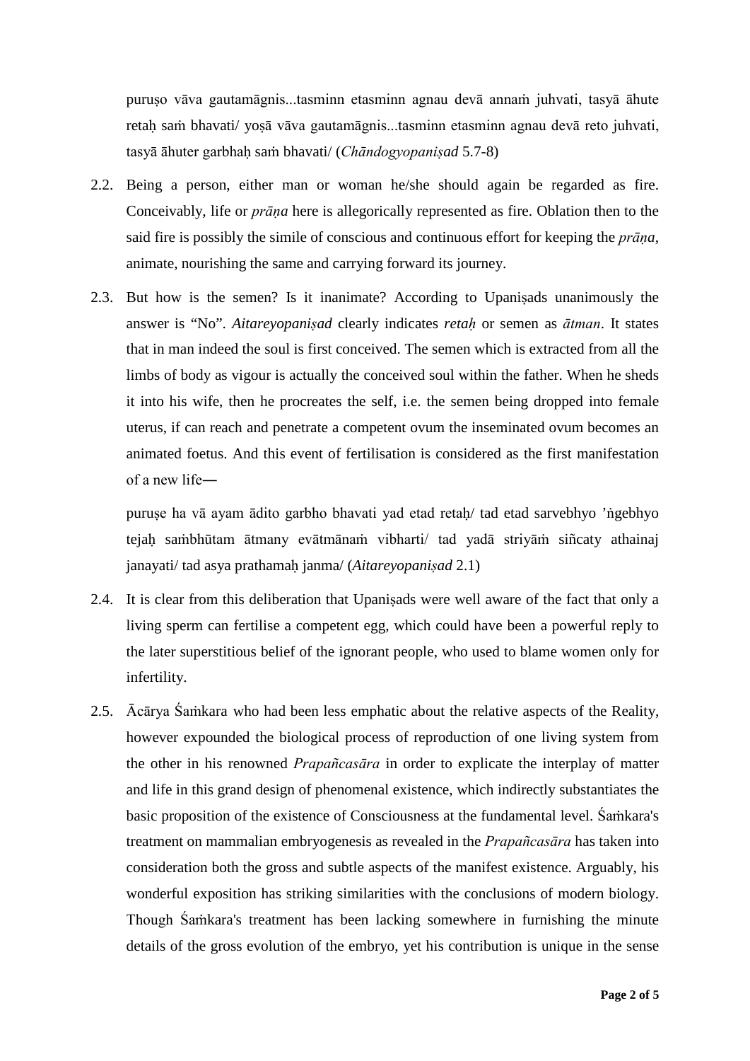puruṣo vāva gautamāgnis...tasminn etasminn agnau devā annaṁ juhvati, tasyā āhute retaḥ saṁ bhavati/ yoṣā vāva gautamāgnis...tasminn etasminn agnau devā reto juhvati, tasyā āhuter garbhaḥ saṁ bhavati/ (*Chāndogyopaniṣad* 5.7-8)

2.2. Being a person, either man or woman he/she should again be regarded as fire. Conceivably, life or *prāṇa* here is allegorically represented as fire. Oblation then to the said fire is possibly the simile of conscious and continuous effort for keeping the *prāṇa*, animate, nourishing the same and carrying forward its journey.

2.3. But how is the semen? Is it inanimate? According to Upaniṣads unanimously the answer is "No". *Aitareyopaniṣad* clearly indicates *retaḥ* or semen as *ātman*. It states that in man indeed the soul is first conceived. The semen which is extracted from all the limbs of body as vigour is actually the conceived soul within the father. When he sheds it into his wife, then he procreates the self, i.e. the semen being dropped into female uterus, if can reach and penetrate a competent ovum the inseminated ovum becomes an animated foetus. And this event of fertilisation is considered as the first manifestation of a new life—

puruṣe ha vā ayam ādito garbho bhavati yad etad retaḥ/ tad etad sarvebhyo 'ṅgebhyo tejaḥ saṁbhūtam ātmany evātmānaṁ vibharti/ tad yadā striyāṁ siñcaty athainaj janayati/ tad asya prathamaḥ janma/ (*Aitareyopaniṣad* 2.1)

2.4. It is clear from this deliberation that Upaniṣads were well aware of the fact that only a living sperm can fertilise a competent egg, which could have been a powerful reply to the later superstitious belief of the ignorant people, who used to blame women only for infertility.

2.5. Ācārya Śaṁkara who had been less emphatic about the relative aspects of the Reality, however expounded the biological process of reproduction of one living system from the other in his renowned *Prapañcasāra* in order to explicate the interplay of matter and life in this grand design of phenomenal existence, which indirectly substantiates the basic proposition of the existence of Consciousness at the fundamental level. Śaṁkara's treatment on mammalian embryogenesis as revealed in the *Prapañcasāra* has taken into consideration both the gross and subtle aspects of the manifest existence. Arguably, his wonderful exposition has striking similarities with the conclusions of modern biology. Though Śaṁkara's treatment has been lacking somewhere in furnishing the minute details of the gross evolution of the embryo, yet his contribution is unique in the sense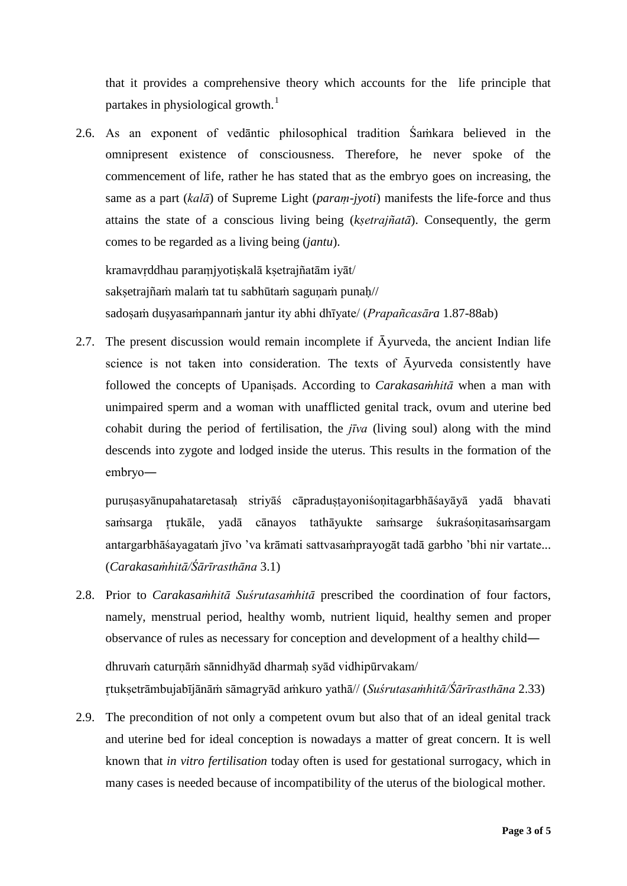that it provides a comprehensive theory which accounts for the life principle that partakes in physiological growth.[1]

2.6. As an exponent of vedāntic philosophical tradition Śaṁkara believed in the omnipresent existence of consciousness. Therefore, he never spoke of the commencement of life, rather he has stated that as the embryo goes on increasing, the same as a part (*kalā*) of Supreme Light (*paraṃ-jyoti*) manifests the life-force and thus attains the state of a conscious living being (*kṣetrajñatā*). Consequently, the germ comes to be regarded as a living being (*jantu*).

   kramavṛddhau paraṃjyotiṣkalā kṣetrajñatām iyāt/
   sakṣetrajñaṁ malaṁ tat tu sabhūtaṁ saguṇaṁ punaḥ//
   sadoṣaṁ duṣyasaṁpannaṁ jantur ity abhi dhīyate/ (*Prapañcasāra* 1.87-88ab)

2.7. The present discussion would remain incomplete if Āyurveda, the ancient Indian life science is not taken into consideration. The texts of Āyurveda consistently have followed the concepts of Upaniṣads. According to *Carakasaṁhitā* when a man with unimpaired sperm and a woman with unafflicted genital track, ovum and uterine bed cohabit during the period of fertilisation, the *jīva* (living soul) along with the mind descends into zygote and lodged inside the uterus. This results in the formation of the embryo—

   puruṣasyānupahataretasaḥ striyāś cāpraduṣṭayoniśoṇitagarbhāśayāyā yadā bhavati saṁsarga ṛtukāle, yadā cānayos tathāyukte saṁsarge śukraśoṇitasaṁsargam antargarbhāśayagataṁ jīvo 'va krāmati sattvasaṁprayogāt tadā garbho 'bhi nir vartate... (*Carakasaṁhitā/Śārīrasthāna* 3.1)

2.8. Prior to *Carakasaṁhitā Suśrutasaṁhitā* prescribed the coordination of four factors, namely, menstrual period, healthy womb, nutrient liquid, healthy semen and proper observance of rules as necessary for conception and development of a healthy child—

   dhruvaṁ caturṇāṁ sānnidhyād dharmaḥ syād vidhipūrvakam/
   ṛtukṣetrāmbujabījānāṁ sāmagryād aṁkuro yathā// (*Suśrutasaṁhitā/Śārīrasthāna* 2.33)

2.9. The precondition of not only a competent ovum but also that of an ideal genital track and uterine bed for ideal conception is nowadays a matter of great concern. It is well known that *in vitro fertilisation* today often is used for gestational surrogacy, which in many cases is needed because of incompatibility of the uterus of the biological mother.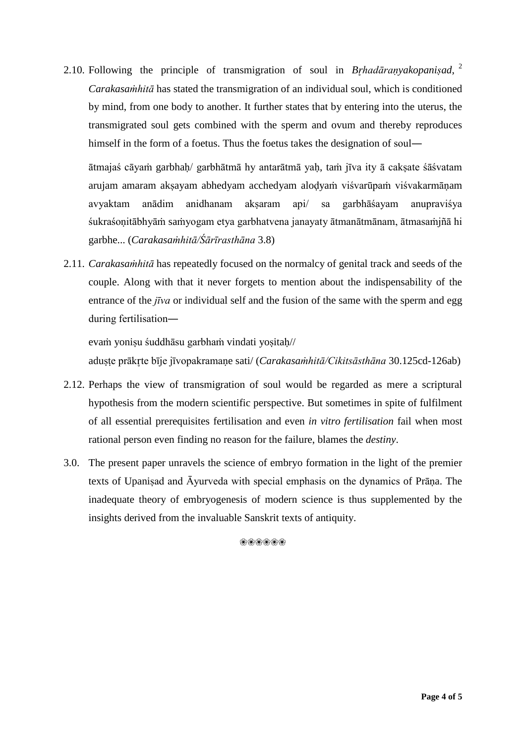2.10. Following the principle of transmigration of soul in *Bṛhadāraṇyakopaniṣad*, [2] *Carakasaṁhitā* has stated the transmigration of an individual soul, which is conditioned by mind, from one body to another. It further states that by entering into the uterus, the transmigrated soul gets combined with the sperm and ovum and thereby reproduces himself in the form of a foetus. Thus the foetus takes the designation of soul—

> ātmajaś cāyaṁ garbhaḥ/ garbhātmā hy antarātmā yaḥ, taṁ jīva ity ā cakṣate śāśvatam arujam amaram akṣayam abhedyam acchedyam aloḍyaṁ viśvarūpaṁ viśvakarmāṇam avyaktam anādim anidhanam akṣaram api/ sa garbhāśayam anupraviśya śukraśoṇitābhyāṁ saṁyogam etya garbhatvena janayaty ātmanātmānam, ātmasaṁjñā hi garbhe... (*Carakasaṁhitā/Śārīrasthāna* 3.8)

2.11. *Carakasaṁhitā* has repeatedly focused on the normalcy of genital track and seeds of the couple. Along with that it never forgets to mention about the indispensability of the entrance of the *jīva* or individual self and the fusion of the same with the sperm and egg during fertilisation—

> evaṁ yoniṣu śuddhāsu garbhaṁ vindati yoṣitaḥ//
> aduṣṭe prākṛte bīje jīvopakramaṇe sati/ (*Carakasaṁhitā/Cikitsāsthāna* 30.125cd-126ab)

2.12. Perhaps the view of transmigration of soul would be regarded as mere a scriptural hypothesis from the modern scientific perspective. But sometimes in spite of fulfilment of all essential prerequisites fertilisation and even *in vitro fertilisation* fail when most rational person even finding no reason for the failure, blames the *destiny*.

3.0. The present paper unravels the science of embryo formation in the light of the premier texts of Upaniṣad and Āyurveda with special emphasis on the dynamics of Prāṇa. The inadequate theory of embryogenesis of modern science is thus supplemented by the insights derived from the invaluable Sanskrit texts of antiquity.

❀❀❀❀❀❀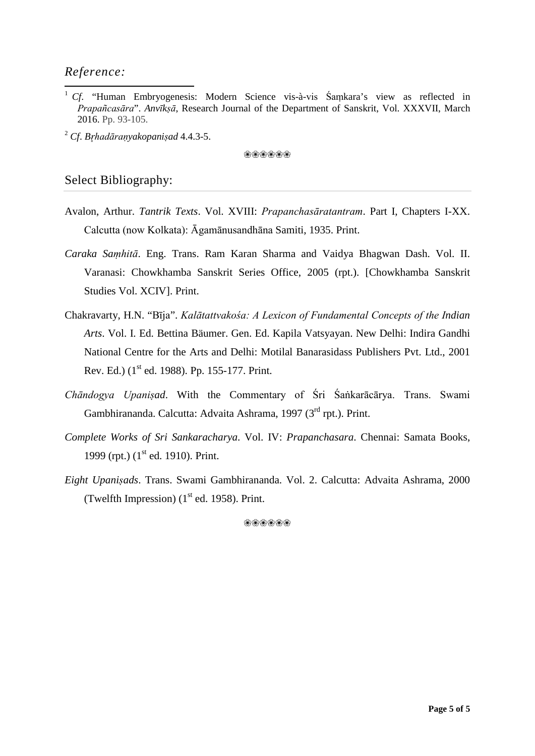## *Reference:*

[1] *Cf.* "Human Embryogenesis: Modern Science vis-à-vis Śaṃkara's view as reflected in *Prapañcasāra*". *Anvīkṣā*, Research Journal of the Department of Sanskrit, Vol. XXXVII, March 2016. Pp. 93-105.

[2] *Cf. Bṛhadāraṇyakopaniṣad* 4.4.3-5.

❀❀❀❀❀❀

## Select Bibliography:

Avalon, Arthur. *Tantrik Texts*. Vol. XVIII: *Prapanchasāratantram*. Part I, Chapters I-XX. Calcutta (now Kolkata): Āgamānusandhāna Samiti, 1935. Print.

*Caraka Saṃhitā*. Eng. Trans. Ram Karan Sharma and Vaidya Bhagwan Dash. Vol. II. Varanasi: Chowkhamba Sanskrit Series Office, 2005 (rpt.). [Chowkhamba Sanskrit Studies Vol. XCIV]. Print.

Chakravarty, H.N. "Bīja". *Kalātattvakośa: A Lexicon of Fundamental Concepts of the Indian Arts*. Vol. I. Ed. Bettina Bäumer. Gen. Ed. Kapila Vatsyayan. New Delhi: Indira Gandhi National Centre for the Arts and Delhi: Motilal Banarasidass Publishers Pvt. Ltd., 2001 Rev. Ed.) (1st ed. 1988). Pp. 155-177. Print.

*Chāndogya Upaniṣad*. With the Commentary of Śri Śaṅkarācārya. Trans. Swami Gambhirananda. Calcutta: Advaita Ashrama, 1997 (3rd rpt.). Print.

*Complete Works of Sri Sankaracharya*. Vol. IV: *Prapanchasara*. Chennai: Samata Books, 1999 (rpt.) (1st ed. 1910). Print.

*Eight Upaniṣads*. Trans. Swami Gambhirananda. Vol. 2. Calcutta: Advaita Ashrama, 2000 (Twelfth Impression) (1st ed. 1958). Print.

❀❀❀❀❀❀